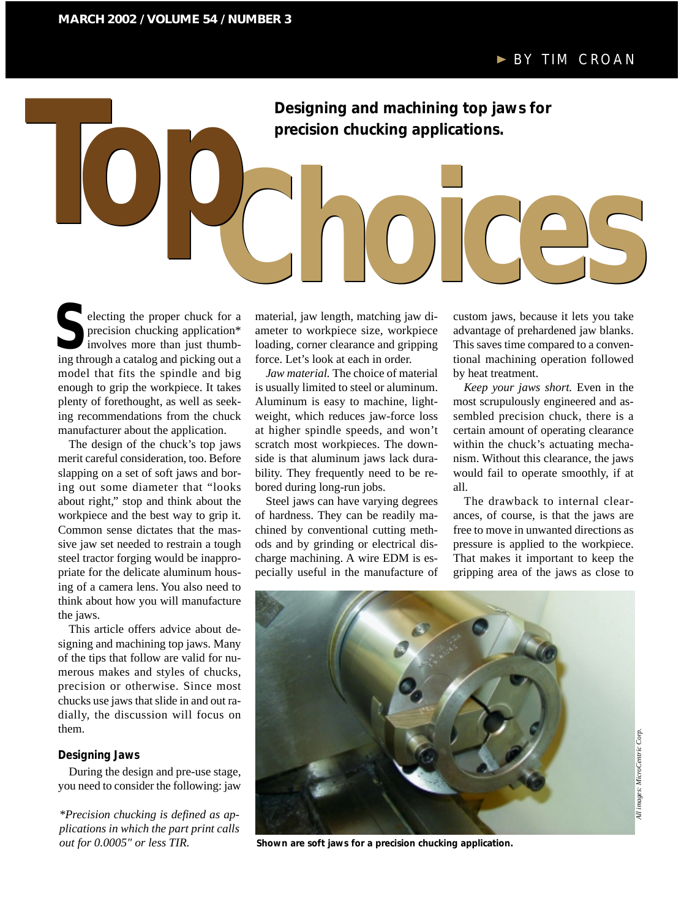# Top Choices

BY TIM CROAN

**Designing and machining top jaws for precision chucking applications.**

Selecting the proper chuck for a precision chucking application* involves more than just thumbing through a catalog and picking out a model that fits the spindle and big enough to grip the workpiece. It takes plenty of forethought, as well as seeking recommendations from the chuck manufacturer about the application.

The design of the chuck's top jaws merit careful consideration, too. Before slapping on a set of soft jaws and boring out some diameter that "looks about right," stop and think about the workpiece and the best way to grip it. Common sense dictates that the massive jaw set needed to restrain a tough steel tractor forging would be inappropriate for the delicate aluminum housing of a camera lens. You also need to think about how you will manufacture the jaws.

This article offers advice about designing and machining top jaws. Many of the tips that follow are valid for numerous makes and styles of chucks, precision or otherwise. Since most chucks use jaws that slide in and out radially, the discussion will focus on them.

## Designing Jaws

During the design and pre-use stage, you need to consider the following: jaw material, jaw length, matching jaw diameter to workpiece size, workpiece loading, corner clearance and gripping force. Let's look at each in order.

*Jaw material.* The choice of material is usually limited to steel or aluminum. Aluminum is easy to machine, lightweight, which reduces jaw-force loss at higher spindle speeds, and won't scratch most workpieces. The downside is that aluminum jaws lack durability. They frequently need to be rebored during long-run jobs.

Steel jaws can have varying degrees of hardness. They can be readily machined by conventional cutting methods and by grinding or electrical discharge machining. A wire EDM is especially useful in the manufacture of custom jaws, because it lets you take advantage of prehardened jaw blanks. This saves time compared to a conventional machining operation followed by heat treatment.

*Keep your jaws short.* Even in the most scrupulously engineered and assembled precision chuck, there is a certain amount of operating clearance within the chuck's actuating mechanism. Without this clearance, the jaws would fail to operate smoothly, if at all.

The drawback to internal clearances, of course, is that the jaws are free to move in unwanted directions as pressure is applied to the workpiece. That makes it important to keep the gripping area of the jaws as close to

*Precision chucking is defined as applications in which the part print calls out for 0.0005" or less TIR.*

**Shown are soft jaws for a precision chucking application.**

*All images: MicroCentric Corp.*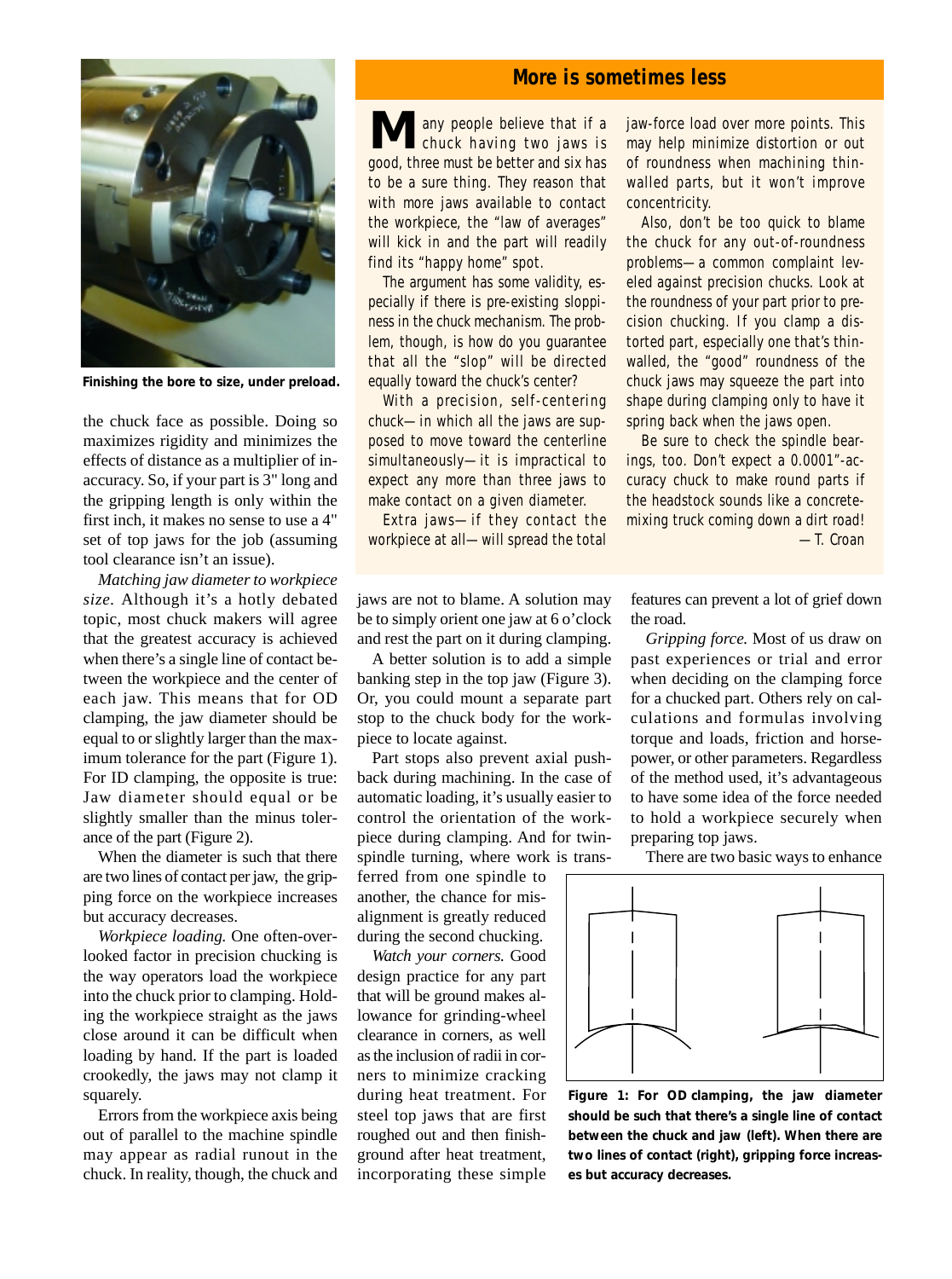Finishing the bore to size, under preload.

the chuck face as possible. Doing so maximizes rigidity and minimizes the effects of distance as a multiplier of inaccuracy. So, if your part is 3" long and the gripping length is only within the first inch, it makes no sense to use a 4" set of top jaws for the job (assuming tool clearance isn't an issue).

*Matching jaw diameter to workpiece size.* Although it's a hotly debated topic, most chuck makers will agree that the greatest accuracy is achieved when there's a single line of contact between the workpiece and the center of each jaw. This means that for OD clamping, the jaw diameter should be equal to or slightly larger than the maximum tolerance for the part (Figure 1). For ID clamping, the opposite is true: Jaw diameter should equal or be slightly smaller than the minus tolerance of the part (Figure 2).

When the diameter is such that there are two lines of contact per jaw, the gripping force on the workpiece increases but accuracy decreases.

*Workpiece loading.* One often-overlooked factor in precision chucking is the way operators load the workpiece into the chuck prior to clamping. Holding the workpiece straight as the jaws close around it can be difficult when loading by hand. If the part is loaded crookedly, the jaws may not clamp it squarely.

Errors from the workpiece axis being out of parallel to the machine spindle may appear as radial runout in the chuck. In reality, though, the chuck and jaws are not to blame. A solution may be to simply orient one jaw at 6 o'clock and rest the part on it during clamping.

A better solution is to add a simple banking step in the top jaw (Figure 3). Or, you could mount a separate part stop to the chuck body for the workpiece to locate against.

Part stops also prevent axial pushback during machining. In the case of automatic loading, it's usually easier to control the orientation of the workpiece during clamping. And for twin-spindle turning, where work is transferred from one spindle to another, the chance for misalignment is greatly reduced during the second chucking.

*Watch your corners.* Good design practice for any part that will be ground makes allowance for grinding-wheel clearance in corners, as well as the inclusion of radii in corners to minimize cracking during heat treatment. For steel top jaws that are first roughed out and then finish-ground after heat treatment, incorporating these simple features can prevent a lot of grief down the road.

*Gripping force.* Most of us draw on past experiences or trial and error when deciding on the clamping force for a chucked part. Others rely on calculations and formulas involving torque and loads, friction and horsepower, or other parameters. Regardless of the method used, it's advantageous to have some idea of the force needed to hold a workpiece securely when preparing top jaws.

There are two basic ways to enhance

Figure 1: For OD clamping, the jaw diameter should be such that there's a single line of contact between the chuck and jaw (left). When there are two lines of contact (right), gripping force increases but accuracy decreases.

## More is sometimes less

Many people believe that if a chuck having two jaws is good, three must be better and six has to be a sure thing. They reason that with more jaws available to contact the workpiece, the "law of averages" will kick in and the part will readily find its "happy home" spot.

The argument has some validity, especially if there is pre-existing sloppiness in the chuck mechanism. The problem, though, is how do you guarantee that all the "slop" will be directed equally toward the chuck's center?

With a precision, self-centering chuck—in which all the jaws are supposed to move toward the centerline simultaneously—it is impractical to expect any more than three jaws to make contact on a given diameter.

Extra jaws—if they contact the workpiece at all—will spread the total jaw-force load over more points. This may help minimize distortion or out of roundness when machining thin-walled parts, but it won't improve concentricity.

Also, don't be too quick to blame the chuck for any out-of-roundness problems—a common complaint leveled against precision chucks. Look at the roundness of your part prior to precision chucking. If you clamp a distorted part, especially one that's thin-walled, the "good" roundness of the chuck jaws may squeeze the part into shape during clamping only to have it spring back when the jaws open.

Be sure to check the spindle bearings, too. Don't expect a 0.0001"-accuracy chuck to make round parts if the headstock sounds like a concrete-mixing truck coming down a dirt road!

—T. Croan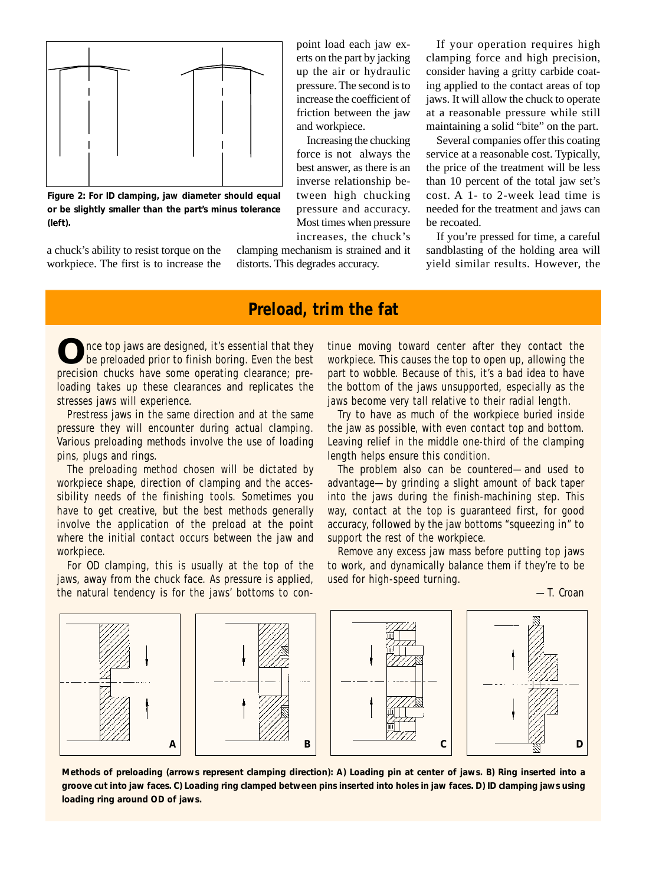**Figure 2: For ID clamping, jaw diameter should equal or be slightly smaller than the part's minus tolerance (left).**

a chuck's ability to resist torque on the workpiece. The first is to increase the point load each jaw exerts on the part by jacking up the air or hydraulic pressure. The second is to increase the coefficient of friction between the jaw and workpiece.

Increasing the chucking force is not always the best answer, as there is an inverse relationship between high chucking pressure and accuracy. Most times when pressure increases, the chuck's clamping mechanism is strained and it distorts. This degrades accuracy.

If your operation requires high clamping force and high precision, consider having a gritty carbide coating applied to the contact areas of top jaws. It will allow the chuck to operate at a reasonable pressure while still maintaining a solid "bite" on the part.

Several companies offer this coating service at a reasonable cost. Typically, the price of the treatment will be less than 10 percent of the total jaw set's cost. A 1- to 2-week lead time is needed for the treatment and jaws can be recoated.

If you're pressed for time, a careful sandblasting of the holding area will yield similar results. However, the

## Preload, trim the fat

Once top jaws are designed, it's essential that they be preloaded prior to finish boring. Even the best precision chucks have some operating clearance; preloading takes up these clearances and replicates the stresses jaws will experience.

Prestress jaws in the same direction and at the same pressure they will encounter during actual clamping. Various preloading methods involve the use of loading pins, plugs and rings.

The preloading method chosen will be dictated by workpiece shape, direction of clamping and the accessibility needs of the finishing tools. Sometimes you have to get creative, but the best methods generally involve the application of the preload at the point where the initial contact occurs between the jaw and workpiece.

For OD clamping, this is usually at the top of the jaws, away from the chuck face. As pressure is applied, the natural tendency is for the jaws' bottoms to continue moving toward center after they contact the workpiece. This causes the top to open up, allowing the part to wobble. Because of this, it's a bad idea to have the bottom of the jaws unsupported, especially as the jaws become very tall relative to their radial length.

Try to have as much of the workpiece buried inside the jaw as possible, with even contact top and bottom. Leaving relief in the middle one-third of the clamping length helps ensure this condition.

The problem also can be countered—and used to advantage—by grinding a slight amount of back taper into the jaws during the finish-machining step. This way, contact at the top is guaranteed first, for good accuracy, followed by the jaw bottoms "squeezing in" to support the rest of the workpiece.

Remove any excess jaw mass before putting top jaws to work, and dynamically balance them if they're to be used for high-speed turning.

—T. Croan

**Methods of preloading (arrows represent clamping direction): A) Loading pin at center of jaws. B) Ring inserted into a groove cut into jaw faces. C) Loading ring clamped between pins inserted into holes in jaw faces. D) ID clamping jaws using loading ring around OD of jaws.**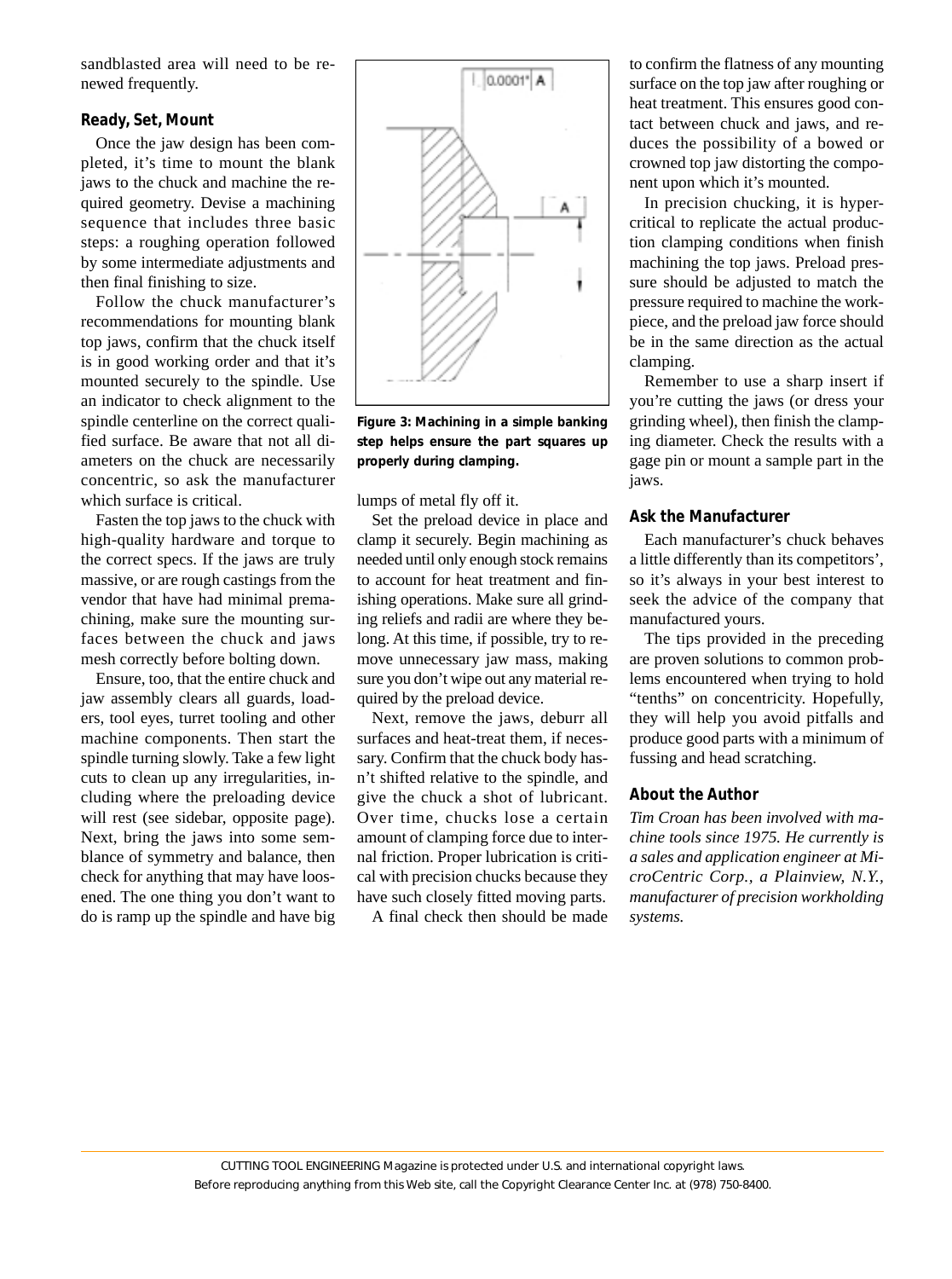sandblasted area will need to be renewed frequently.

**Ready, Set, Mount**

Once the jaw design has been completed, it's time to mount the blank jaws to the chuck and machine the required geometry. Devise a machining sequence that includes three basic steps: a roughing operation followed by some intermediate adjustments and then final finishing to size.

Follow the chuck manufacturer's recommendations for mounting blank top jaws, confirm that the chuck itself is in good working order and that it's mounted securely to the spindle. Use an indicator to check alignment to the spindle centerline on the correct qualified surface. Be aware that not all diameters on the chuck are necessarily concentric, so ask the manufacturer which surface is critical.

Fasten the top jaws to the chuck with high-quality hardware and torque to the correct specs. If the jaws are truly massive, or are rough castings from the vendor that have had minimal premachining, make sure the mounting surfaces between the chuck and jaws mesh correctly before bolting down.

Ensure, too, that the entire chuck and jaw assembly clears all guards, loaders, tool eyes, turret tooling and other machine components. Then start the spindle turning slowly. Take a few light cuts to clean up any irregularities, including where the preloading device will rest (see sidebar, opposite page). Next, bring the jaws into some semblance of symmetry and balance, then check for anything that may have loosened. The one thing you don't want to do is ramp up the spindle and have big lumps of metal fly off it.

0.0001" A

A

**Figure 3: Machining in a simple banking step helps ensure the part squares up properly during clamping.**

Set the preload device in place and clamp it securely. Begin machining as needed until only enough stock remains to account for heat treatment and finishing operations. Make sure all grinding reliefs and radii are where they belong. At this time, if possible, try to remove unnecessary jaw mass, making sure you don't wipe out any material required by the preload device.

Next, remove the jaws, deburr all surfaces and heat-treat them, if necessary. Confirm that the chuck body hasn't shifted relative to the spindle, and give the chuck a shot of lubricant. Over time, chucks lose a certain amount of clamping force due to internal friction. Proper lubrication is critical with precision chucks because they have such closely fitted moving parts.

A final check then should be made to confirm the flatness of any mounting surface on the top jaw after roughing or heat treatment. This ensures good contact between chuck and jaws, and reduces the possibility of a bowed or crowned top jaw distorting the component upon which it's mounted.

In precision chucking, it is hypercritical to replicate the actual production clamping conditions when finish machining the top jaws. Preload pressure should be adjusted to match the pressure required to machine the workpiece, and the preload jaw force should be in the same direction as the actual clamping.

Remember to use a sharp insert if you're cutting the jaws (or dress your grinding wheel), then finish the clamping diameter. Check the results with a gage pin or mount a sample part in the jaws.

**Ask the Manufacturer**

Each manufacturer's chuck behaves a little differently than its competitors', so it's always in your best interest to seek the advice of the company that manufactured yours.

The tips provided in the preceding are proven solutions to common problems encountered when trying to hold "tenths" on concentricity. Hopefully, they will help you avoid pitfalls and produce good parts with a minimum of fussing and head scratching.

**About the Author**

*Tim Croan has been involved with machine tools since 1975. He currently is a sales and application engineer at MicroCentric Corp., a Plainview, N.Y., manufacturer of precision workholding systems.*

CUTTING TOOL ENGINEERING Magazine is protected under U.S. and international copyright laws.
Before reproducing anything from this Web site, call the Copyright Clearance Center Inc. at (978) 750-8400.